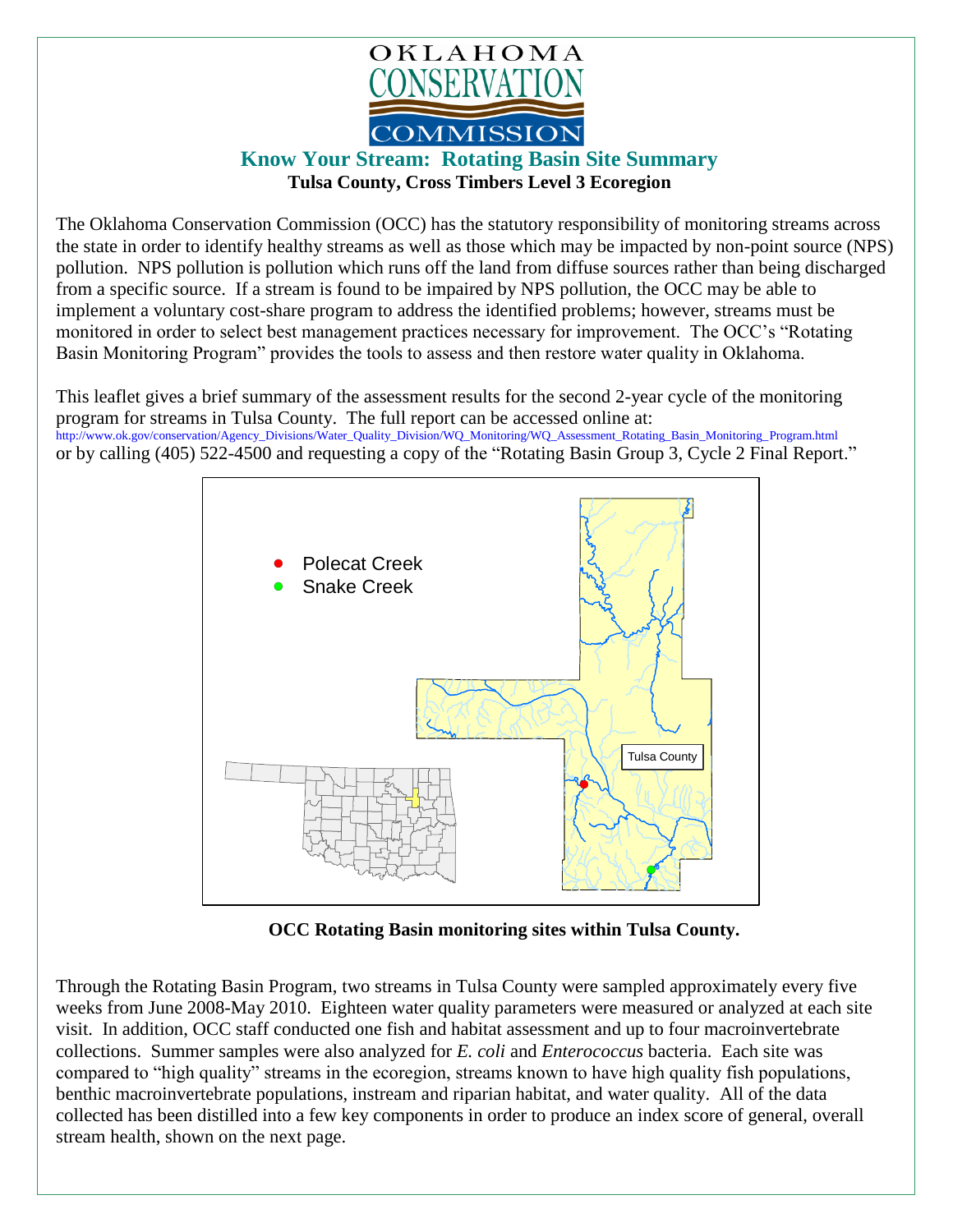OKLAHOMA CONSERVATION COMMISSION

## Know Your Stream: Rotating Basin Site Summary

**Tulsa County, Cross Timbers Level 3 Ecoregion**

The Oklahoma Conservation Commission (OCC) has the statutory responsibility of monitoring streams across the state in order to identify healthy streams as well as those which may be impacted by non-point source (NPS) pollution. NPS pollution is pollution which runs off the land from diffuse sources rather than being discharged from a specific source. If a stream is found to be impaired by NPS pollution, the OCC may be able to implement a voluntary cost-share program to address the identified problems; however, streams must be monitored in order to select best management practices necessary for improvement. The OCC's "Rotating Basin Monitoring Program" provides the tools to assess and then restore water quality in Oklahoma.

This leaflet gives a brief summary of the assessment results for the second 2-year cycle of the monitoring program for streams in Tulsa County. The full report can be accessed online at:
http://www.ok.gov/conservation/Agency_Divisions/Water_Quality_Division/WQ_Monitoring/WQ_Assessment_Rotating_Basin_Monitoring_Program.html
or by calling (405) 522-4500 and requesting a copy of the "Rotating Basin Group 3, Cycle 2 Final Report."

- Polecat Creek
- Snake Creek

Tulsa County

**OCC Rotating Basin monitoring sites within Tulsa County.**

Through the Rotating Basin Program, two streams in Tulsa County were sampled approximately every five weeks from June 2008-May 2010. Eighteen water quality parameters were measured or analyzed at each site visit. In addition, OCC staff conducted one fish and habitat assessment and up to four macroinvertebrate collections. Summer samples were also analyzed for *E. coli* and *Enterococcus* bacteria. Each site was compared to "high quality" streams in the ecoregion, streams known to have high quality fish populations, benthic macroinvertebrate populations, instream and riparian habitat, and water quality. All of the data collected has been distilled into a few key components in order to produce an index score of general, overall stream health, shown on the next page.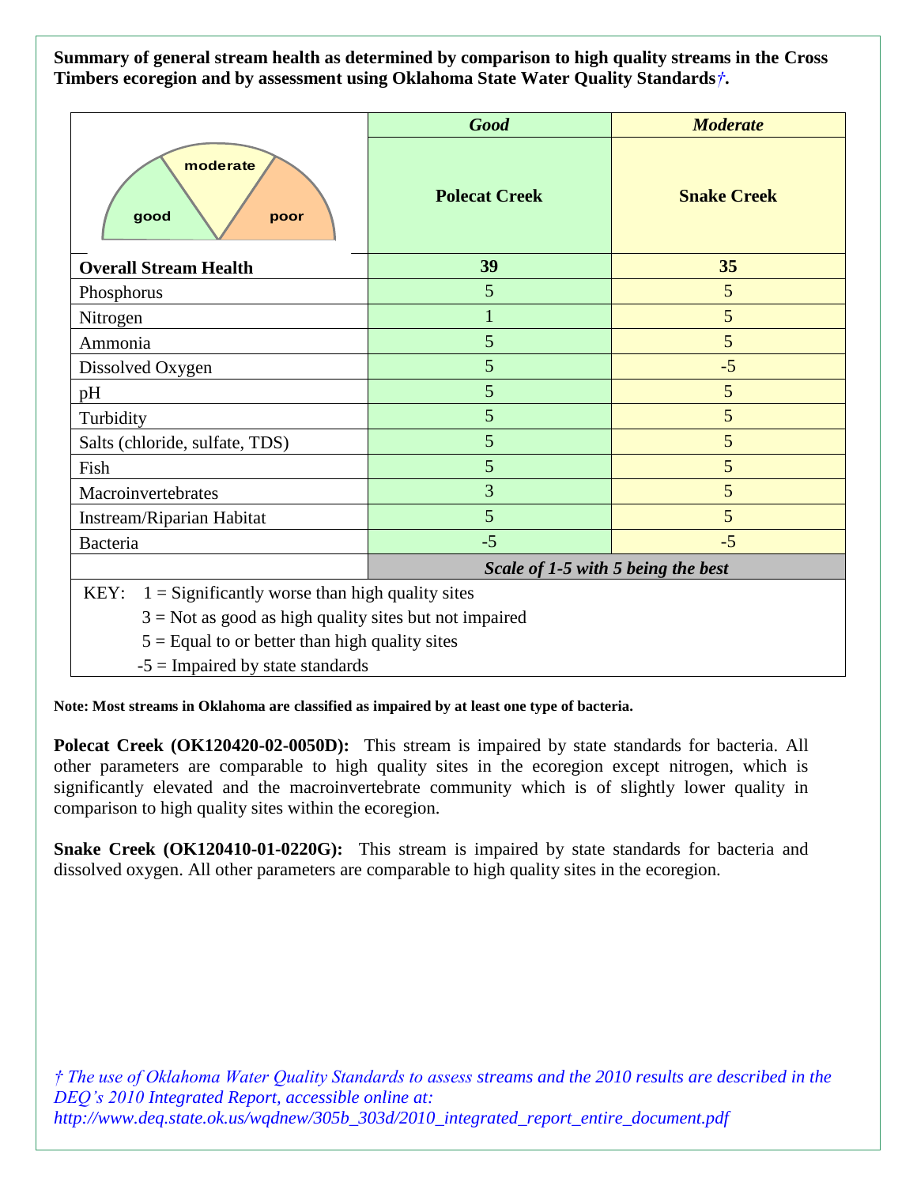**Summary of general stream health as determined by comparison to high quality streams in the Cross Timbers ecoregion and by assessment using Oklahoma State Water Quality Standards†.**

| | *Good* | *Moderate* |
|---|---|---|
| | **Polecat Creek** | **Snake Creek** |
| **Overall Stream Health** | **39** | **35** |
| Phosphorus | 5 | 5 |
| Nitrogen | 1 | 5 |
| Ammonia | 5 | 5 |
| Dissolved Oxygen | 5 | -5 |
| pH | 5 | 5 |
| Turbidity | 5 | 5 |
| Salts (chloride, sulfate, TDS) | 5 | 5 |
| Fish | 5 | 5 |
| Macroinvertebrates | 3 | 5 |
| Instream/Riparian Habitat | 5 | 5 |
| Bacteria | -5 | -5 |
| | ***Scale of 1-5 with 5 being the best*** | |

KEY:
- 1 = Significantly worse than high quality sites
- 3 = Not as good as high quality sites but not impaired
- 5 = Equal to or better than high quality sites
- -5 = Impaired by state standards

**Note: Most streams in Oklahoma are classified as impaired by at least one type of bacteria.**

**Polecat Creek (OK120420-02-0050D):** This stream is impaired by state standards for bacteria. All other parameters are comparable to high quality sites in the ecoregion except nitrogen, which is significantly elevated and the macroinvertebrate community which is of slightly lower quality in comparison to high quality sites within the ecoregion.

**Snake Creek (OK120410-01-0220G):** This stream is impaired by state standards for bacteria and dissolved oxygen. All other parameters are comparable to high quality sites in the ecoregion.

*† The use of Oklahoma Water Quality Standards to assess streams and the 2010 results are described in the DEQ's 2010 Integrated Report, accessible online at: http://www.deq.state.ok.us/wqdnew/305b_303d/2010_integrated_report_entire_document.pdf*